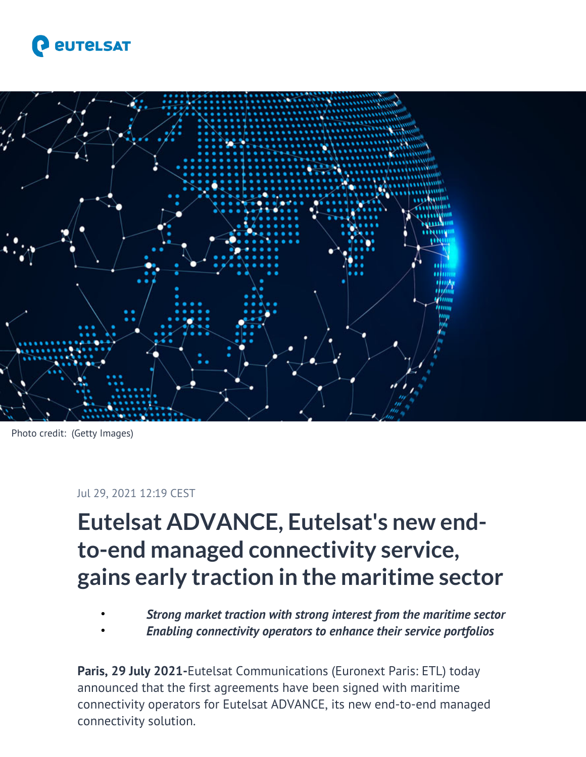Photo credit: (Getty Images)

Jul 29, 2021 12:19 CEST

# Eutelsat ADVANCE, Eutelsat's new end-to-end managed connectivity service, gains early traction in the maritime sector

- ***Strong market traction with strong interest from the maritime sector***
- ***Enabling connectivity operators to enhance their service portfolios***

**Paris, 29 July 2021-**Eutelsat Communications (Euronext Paris: ETL) today announced that the first agreements have been signed with maritime connectivity operators for Eutelsat ADVANCE, its new end-to-end managed connectivity solution.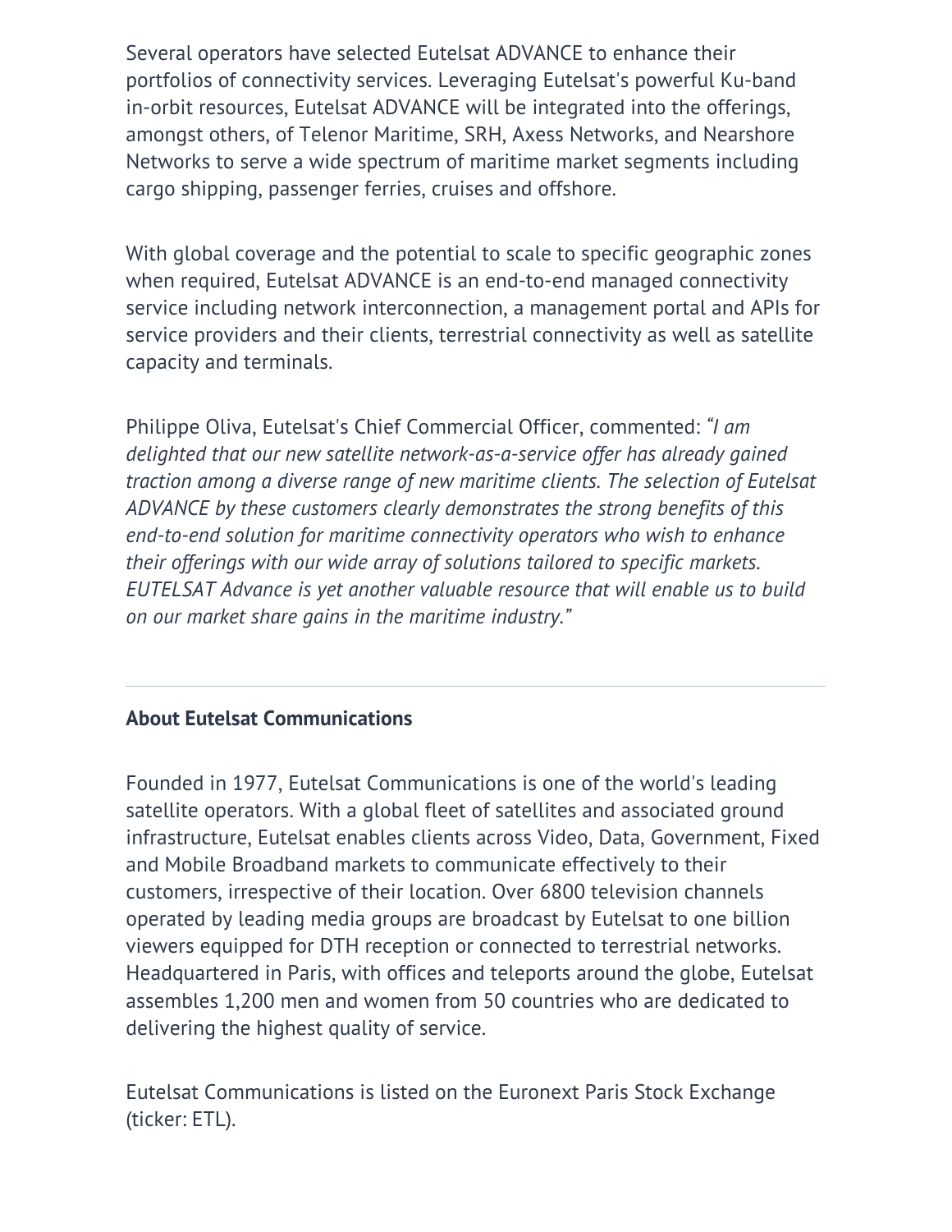Several operators have selected Eutelsat ADVANCE to enhance their portfolios of connectivity services. Leveraging Eutelsat's powerful Ku-band in-orbit resources, Eutelsat ADVANCE will be integrated into the offerings, amongst others, of Telenor Maritime, SRH, Axess Networks, and Nearshore Networks to serve a wide spectrum of maritime market segments including cargo shipping, passenger ferries, cruises and offshore.

With global coverage and the potential to scale to specific geographic zones when required, Eutelsat ADVANCE is an end-to-end managed connectivity service including network interconnection, a management portal and APIs for service providers and their clients, terrestrial connectivity as well as satellite capacity and terminals.

Philippe Oliva, Eutelsat's Chief Commercial Officer, commented: *"I am delighted that our new satellite network-as-a-service offer has already gained traction among a diverse range of new maritime clients. The selection of Eutelsat ADVANCE by these customers clearly demonstrates the strong benefits of this end-to-end solution for maritime connectivity operators who wish to enhance their offerings with our wide array of solutions tailored to specific markets. EUTELSAT Advance is yet another valuable resource that will enable us to build on our market share gains in the maritime industry."*

---

**About Eutelsat Communications**

Founded in 1977, Eutelsat Communications is one of the world's leading satellite operators. With a global fleet of satellites and associated ground infrastructure, Eutelsat enables clients across Video, Data, Government, Fixed and Mobile Broadband markets to communicate effectively to their customers, irrespective of their location. Over 6800 television channels operated by leading media groups are broadcast by Eutelsat to one billion viewers equipped for DTH reception or connected to terrestrial networks. Headquartered in Paris, with offices and teleports around the globe, Eutelsat assembles 1,200 men and women from 50 countries who are dedicated to delivering the highest quality of service.

Eutelsat Communications is listed on the Euronext Paris Stock Exchange (ticker: ETL).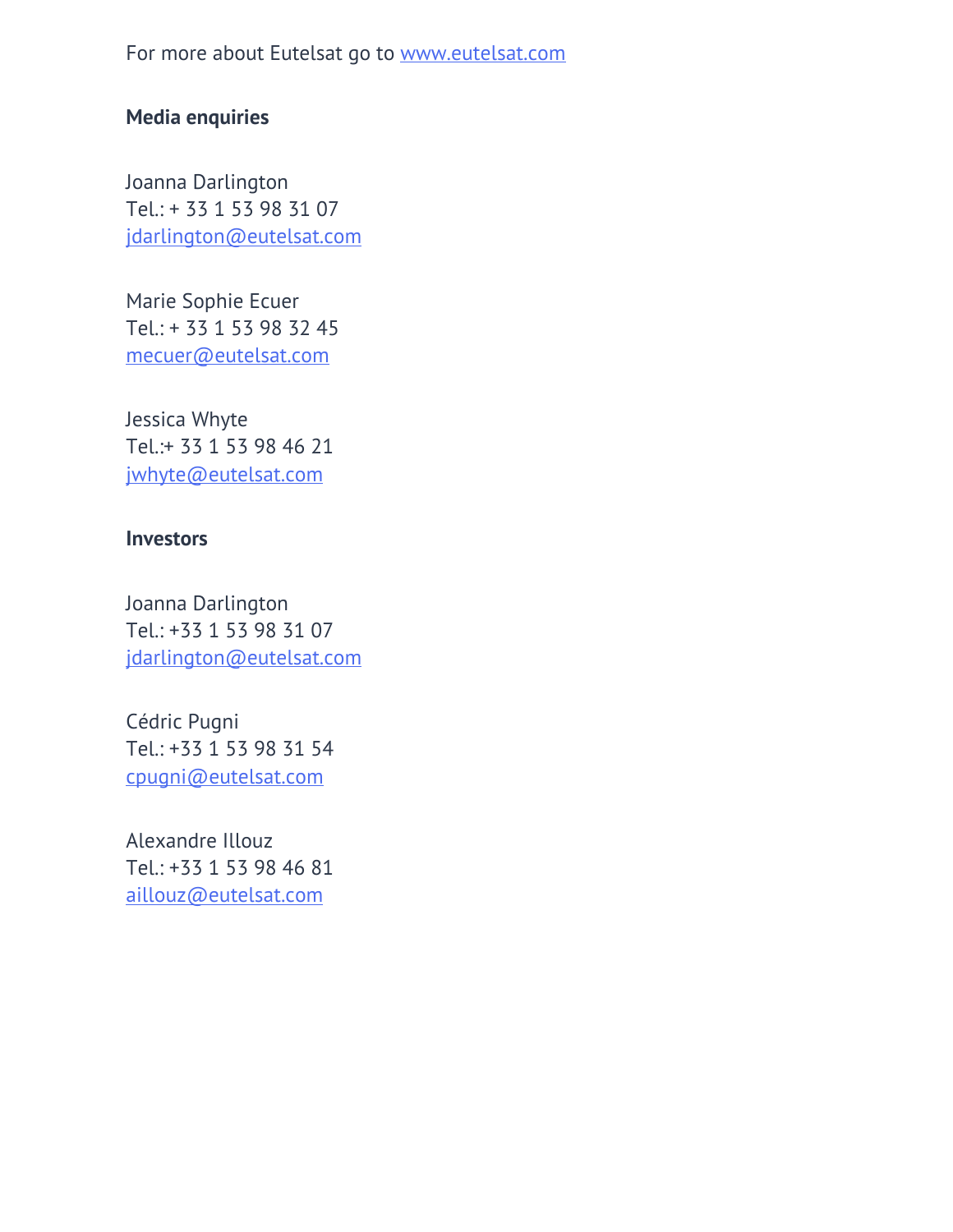For more about Eutelsat go to www.eutelsat.com

**Media enquiries**

Joanna Darlington
Tel.: + 33 1 53 98 31 07
jdarlington@eutelsat.com

Marie Sophie Ecuer
Tel.: + 33 1 53 98 32 45
mecuer@eutelsat.com

Jessica Whyte
Tel.:+ 33 1 53 98 46 21
jwhyte@eutelsat.com

**Investors**

Joanna Darlington
Tel.: +33 1 53 98 31 07
jdarlington@eutelsat.com

Cédric Pugni
Tel.: +33 1 53 98 31 54
cpugni@eutelsat.com

Alexandre Illouz
Tel.: +33 1 53 98 46 81
aillouz@eutelsat.com